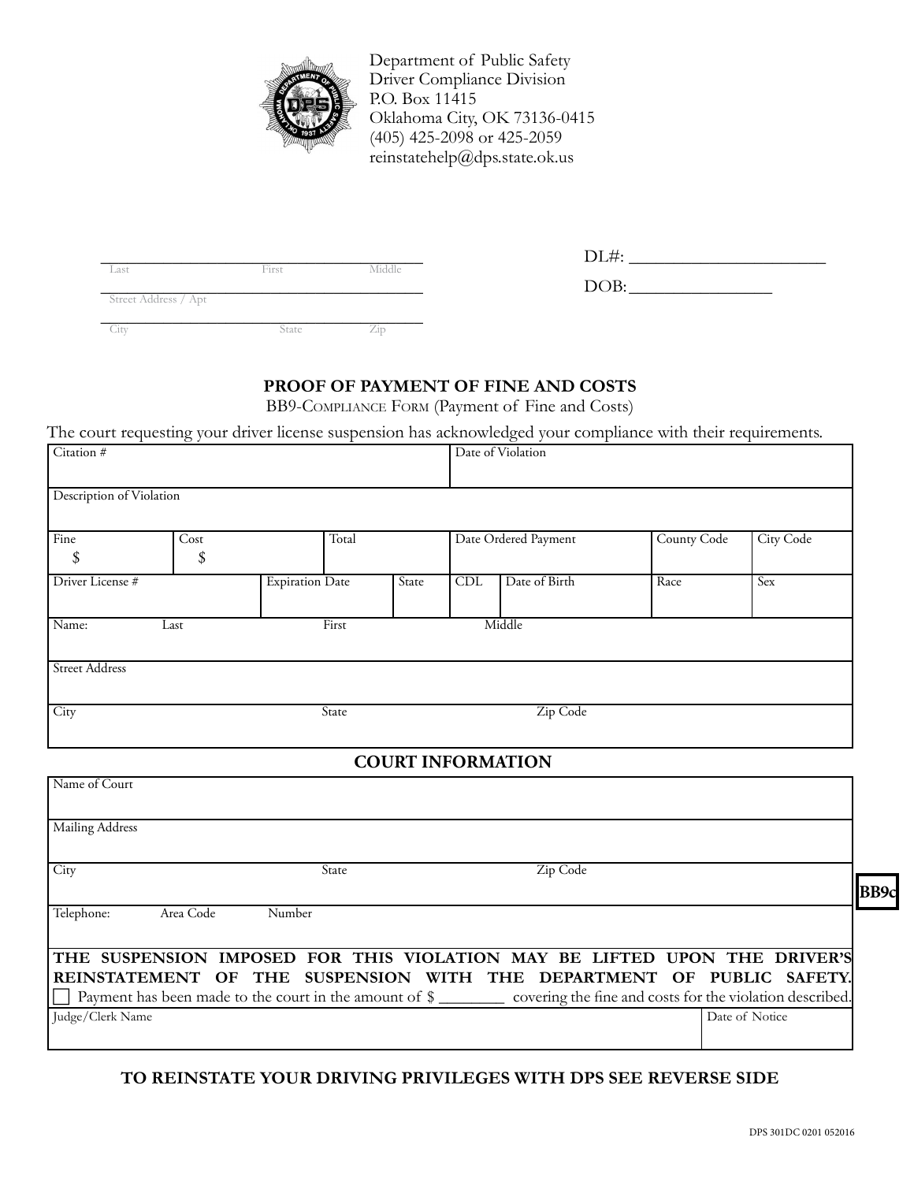Department of Public Safety
Driver Compliance Division
P.O. Box 11415
Oklahoma City, OK 73136-0415
(405) 425-2098 or 425-2059
reinstatehelp@dps.state.ok.us

_______________________________________
Last First Middle

_______________________________________
Street Address / Apt

_______________________________________
City State Zip

DL#: ______________________

DOB: ________________

## PROOF OF PAYMENT OF FINE AND COSTS

BB9-Compliance Form (Payment of Fine and Costs)

The court requesting your driver license suspension has acknowledged your compliance with their requirements.

| Citation # | | | | Date of Violation | | | |
|---|---|---|---|---|---|---|---|
| Description of Violation | | | | | | | |
| Fine $ | Cost $ | Total | | Date Ordered Payment | | County Code | City Code |
| Driver License # | Expiration Date | State | | CDL | Date of Birth | Race | Sex |
| Name: Last | First | | | Middle | | | |
| Street Address | | | | | | | |
| City | State | | | Zip Code | | | |

## COURT INFORMATION

| Name of Court | | |
|---|---|---|
| Mailing Address | | |
| City | State | Zip Code |
| Telephone: Area Code | Number | |

**THE SUSPENSION IMPOSED FOR THIS VIOLATION MAY BE LIFTED UPON THE DRIVER'S REINSTATEMENT OF THE SUSPENSION WITH THE DEPARTMENT OF PUBLIC SAFETY.**

☐ Payment has been made to the court in the amount of $ ________ covering the fine and costs for the violation described.

| Judge/Clerk Name | Date of Notice |
|---|---|
| | |

BB9c

**TO REINSTATE YOUR DRIVING PRIVILEGES WITH DPS SEE REVERSE SIDE**

DPS 301DC 0201 052016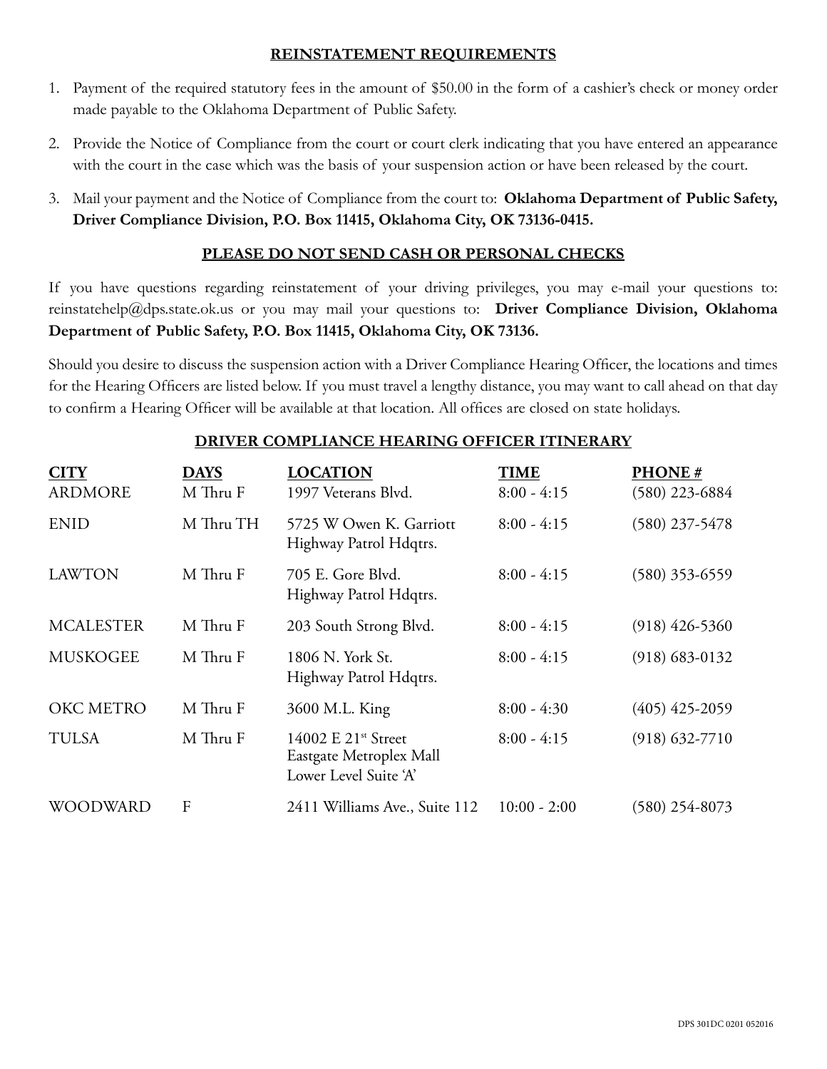## REINSTATEMENT REQUIREMENTS

1. Payment of the required statutory fees in the amount of $50.00 in the form of a cashier's check or money order made payable to the Oklahoma Department of Public Safety.
2. Provide the Notice of Compliance from the court or court clerk indicating that you have entered an appearance with the court in the case which was the basis of your suspension action or have been released by the court.
3. Mail your payment and the Notice of Compliance from the court to: **Oklahoma Department of Public Safety, Driver Compliance Division, P.O. Box 11415, Oklahoma City, OK 73136-0415.**

## PLEASE DO NOT SEND CASH OR PERSONAL CHECKS

If you have questions regarding reinstatement of your driving privileges, you may e-mail your questions to: reinstatehelp@dps.state.ok.us or you may mail your questions to: **Driver Compliance Division, Oklahoma Department of Public Safety, P.O. Box 11415, Oklahoma City, OK 73136.**

Should you desire to discuss the suspension action with a Driver Compliance Hearing Officer, the locations and times for the Hearing Officers are listed below. If you must travel a lengthy distance, you may want to call ahead on that day to confirm a Hearing Officer will be available at that location. All offices are closed on state holidays.

## DRIVER COMPLIANCE HEARING OFFICER ITINERARY

| CITY | DAYS | LOCATION | TIME | PHONE # |
|---|---|---|---|---|
| ARDMORE | M Thru F | 1997 Veterans Blvd. | 8:00 - 4:15 | (580) 223-6884 |
| ENID | M Thru TH | 5725 W Owen K. Garriott Highway Patrol Hdqtrs. | 8:00 - 4:15 | (580) 237-5478 |
| LAWTON | M Thru F | 705 E. Gore Blvd. Highway Patrol Hdqtrs. | 8:00 - 4:15 | (580) 353-6559 |
| MCALESTER | M Thru F | 203 South Strong Blvd. | 8:00 - 4:15 | (918) 426-5360 |
| MUSKOGEE | M Thru F | 1806 N. York St. Highway Patrol Hdqtrs. | 8:00 - 4:15 | (918) 683-0132 |
| OKC METRO | M Thru F | 3600 M.L. King | 8:00 - 4:30 | (405) 425-2059 |
| TULSA | M Thru F | 14002 E 21st Street Eastgate Metroplex Mall Lower Level Suite 'A' | 8:00 - 4:15 | (918) 632-7710 |
| WOODWARD | F | 2411 Williams Ave., Suite 112 | 10:00 - 2:00 | (580) 254-8073 |

DPS 301DC 0201 052016